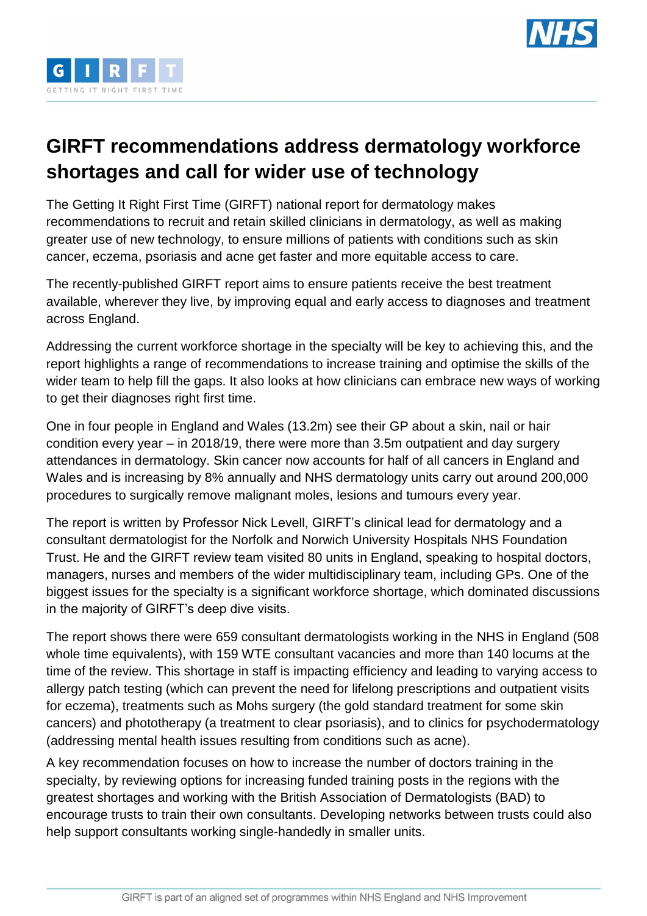# GIRFT recommendations address dermatology workforce shortages and call for wider use of technology

The Getting It Right First Time (GIRFT) national report for dermatology makes recommendations to recruit and retain skilled clinicians in dermatology, as well as making greater use of new technology, to ensure millions of patients with conditions such as skin cancer, eczema, psoriasis and acne get faster and more equitable access to care.

The recently-published GIRFT report aims to ensure patients receive the best treatment available, wherever they live, by improving equal and early access to diagnoses and treatment across England.

Addressing the current workforce shortage in the specialty will be key to achieving this, and the report highlights a range of recommendations to increase training and optimise the skills of the wider team to help fill the gaps. It also looks at how clinicians can embrace new ways of working to get their diagnoses right first time.

One in four people in England and Wales (13.2m) see their GP about a skin, nail or hair condition every year – in 2018/19, there were more than 3.5m outpatient and day surgery attendances in dermatology. Skin cancer now accounts for half of all cancers in England and Wales and is increasing by 8% annually and NHS dermatology units carry out around 200,000 procedures to surgically remove malignant moles, lesions and tumours every year.

The report is written by Professor Nick Levell, GIRFT's clinical lead for dermatology and a consultant dermatologist for the Norfolk and Norwich University Hospitals NHS Foundation Trust. He and the GIRFT review team visited 80 units in England, speaking to hospital doctors, managers, nurses and members of the wider multidisciplinary team, including GPs. One of the biggest issues for the specialty is a significant workforce shortage, which dominated discussions in the majority of GIRFT's deep dive visits.

The report shows there were 659 consultant dermatologists working in the NHS in England (508 whole time equivalents), with 159 WTE consultant vacancies and more than 140 locums at the time of the review. This shortage in staff is impacting efficiency and leading to varying access to allergy patch testing (which can prevent the need for lifelong prescriptions and outpatient visits for eczema), treatments such as Mohs surgery (the gold standard treatment for some skin cancers) and phototherapy (a treatment to clear psoriasis), and to clinics for psychodermatology (addressing mental health issues resulting from conditions such as acne).

A key recommendation focuses on how to increase the number of doctors training in the specialty, by reviewing options for increasing funded training posts in the regions with the greatest shortages and working with the British Association of Dermatologists (BAD) to encourage trusts to train their own consultants. Developing networks between trusts could also help support consultants working single-handedly in smaller units.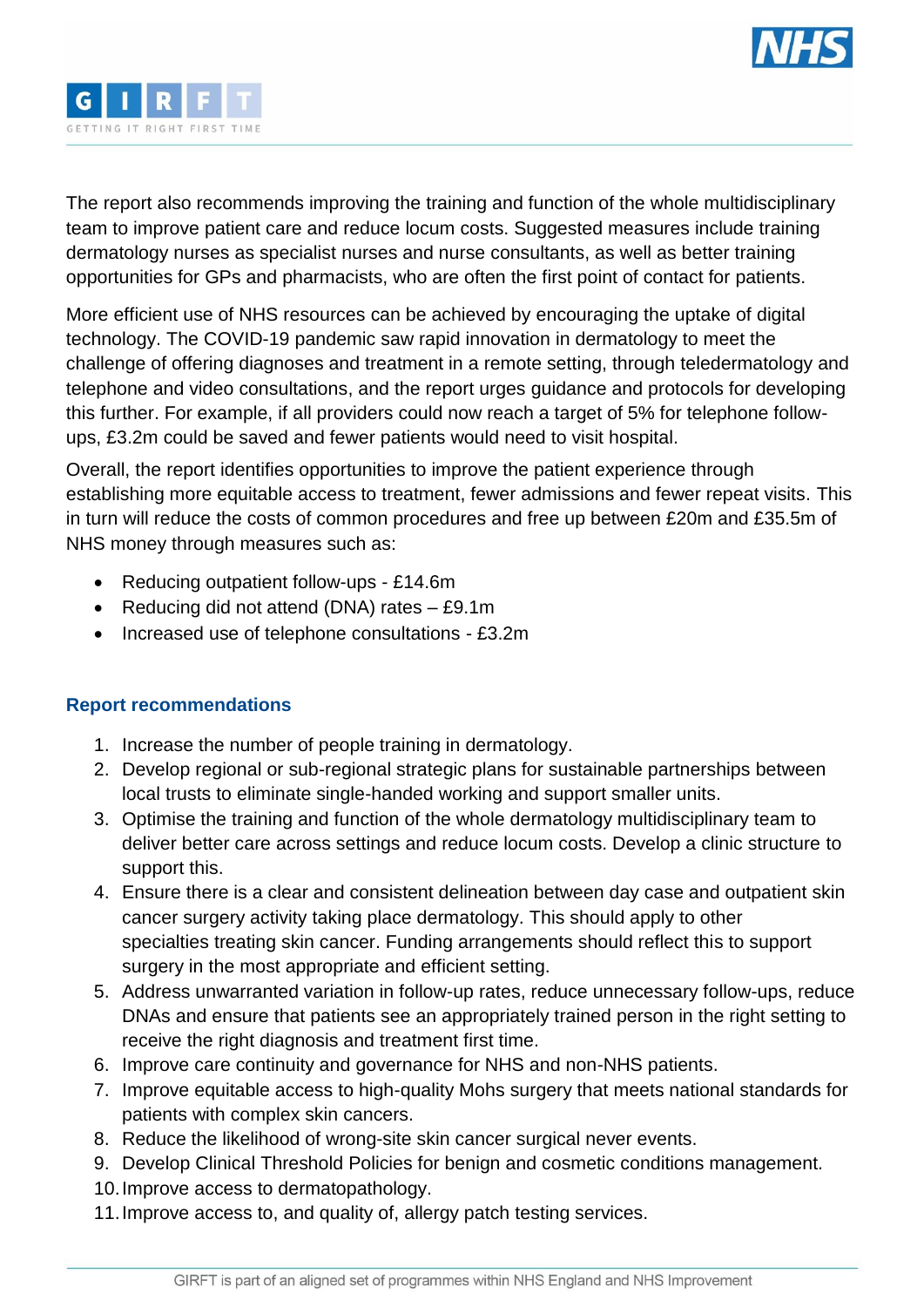The report also recommends improving the training and function of the whole multidisciplinary team to improve patient care and reduce locum costs. Suggested measures include training dermatology nurses as specialist nurses and nurse consultants, as well as better training opportunities for GPs and pharmacists, who are often the first point of contact for patients.

More efficient use of NHS resources can be achieved by encouraging the uptake of digital technology. The COVID-19 pandemic saw rapid innovation in dermatology to meet the challenge of offering diagnoses and treatment in a remote setting, through teledermatology and telephone and video consultations, and the report urges guidance and protocols for developing this further. For example, if all providers could now reach a target of 5% for telephone follow-ups, £3.2m could be saved and fewer patients would need to visit hospital.

Overall, the report identifies opportunities to improve the patient experience through establishing more equitable access to treatment, fewer admissions and fewer repeat visits. This in turn will reduce the costs of common procedures and free up between £20m and £35.5m of NHS money through measures such as:

- Reducing outpatient follow-ups - £14.6m
- Reducing did not attend (DNA) rates – £9.1m
- Increased use of telephone consultations - £3.2m

### Report recommendations

1. Increase the number of people training in dermatology.
2. Develop regional or sub-regional strategic plans for sustainable partnerships between local trusts to eliminate single-handed working and support smaller units.
3. Optimise the training and function of the whole dermatology multidisciplinary team to deliver better care across settings and reduce locum costs. Develop a clinic structure to support this.
4. Ensure there is a clear and consistent delineation between day case and outpatient skin cancer surgery activity taking place dermatology. This should apply to other specialties treating skin cancer. Funding arrangements should reflect this to support surgery in the most appropriate and efficient setting.
5. Address unwarranted variation in follow-up rates, reduce unnecessary follow-ups, reduce DNAs and ensure that patients see an appropriately trained person in the right setting to receive the right diagnosis and treatment first time.
6. Improve care continuity and governance for NHS and non-NHS patients.
7. Improve equitable access to high-quality Mohs surgery that meets national standards for patients with complex skin cancers.
8. Reduce the likelihood of wrong-site skin cancer surgical never events.
9. Develop Clinical Threshold Policies for benign and cosmetic conditions management.
10. Improve access to dermatopathology.
11. Improve access to, and quality of, allergy patch testing services.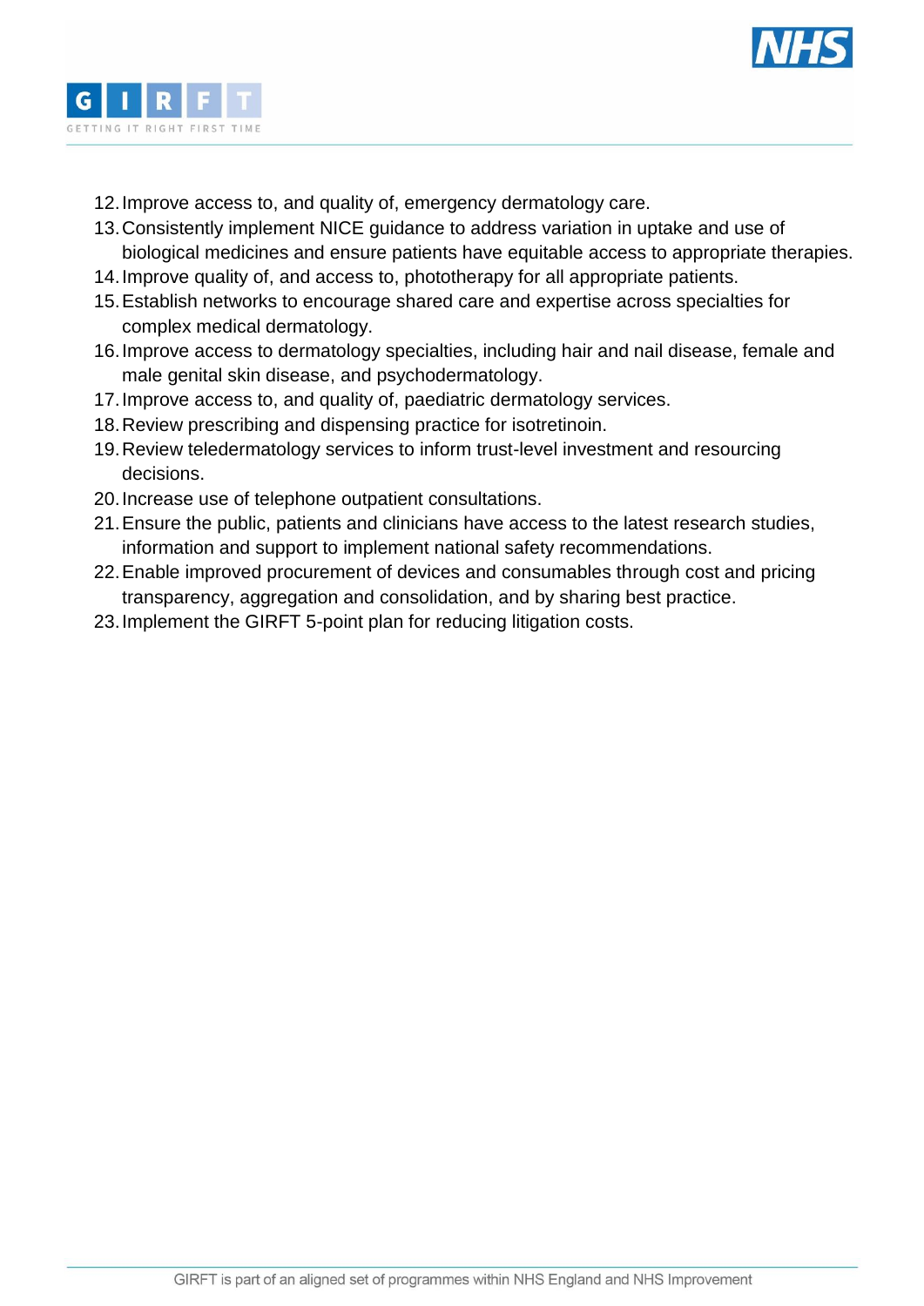12. Improve access to, and quality of, emergency dermatology care.
13. Consistently implement NICE guidance to address variation in uptake and use of biological medicines and ensure patients have equitable access to appropriate therapies.
14. Improve quality of, and access to, phototherapy for all appropriate patients.
15. Establish networks to encourage shared care and expertise across specialties for complex medical dermatology.
16. Improve access to dermatology specialties, including hair and nail disease, female and male genital skin disease, and psychodermatology.
17. Improve access to, and quality of, paediatric dermatology services.
18. Review prescribing and dispensing practice for isotretinoin.
19. Review teledermatology services to inform trust-level investment and resourcing decisions.
20. Increase use of telephone outpatient consultations.
21. Ensure the public, patients and clinicians have access to the latest research studies, information and support to implement national safety recommendations.
22. Enable improved procurement of devices and consumables through cost and pricing transparency, aggregation and consolidation, and by sharing best practice.
23. Implement the GIRFT 5-point plan for reducing litigation costs.